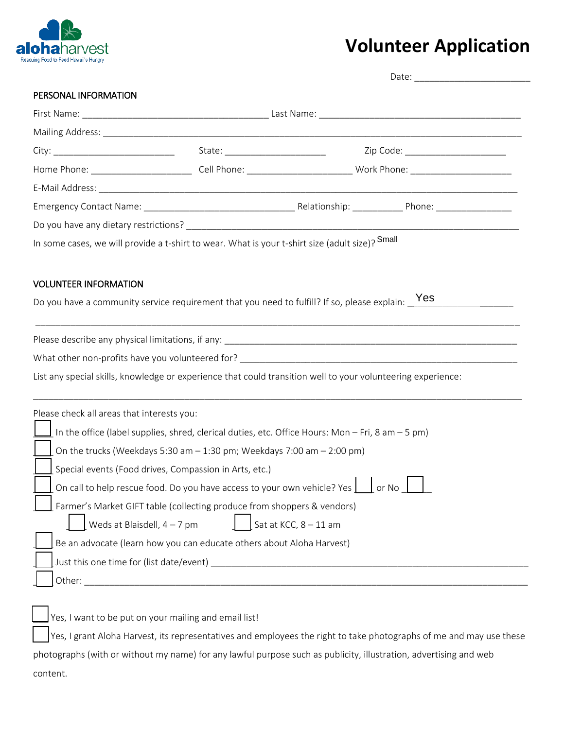alohaharvest
Rescuing Food to Feed Hawaii's Hungry

# Volunteer Application

Date: ______________________

## PERSONAL INFORMATION

First Name: ___________________________________ Last Name: ______________________________________

Mailing Address: ________________________________________________________________________________

City: _______________________ State: ___________________ Zip Code: ___________________

Home Phone: ___________________ Cell Phone: ____________________ Work Phone: ___________________

E-Mail Address: _________________________________________________________________________________

Emergency Contact Name: _____________________________ Relationship: __________ Phone: ______________

Do you have any dietary restrictions? ____________________________________________________________

In some cases, we will provide a t-shirt to wear. What is your t-shirt size (adult size)? Small

## VOLUNTEER INFORMATION

Do you have a community service requirement that you need to fulfill? If so, please explain: Yes

_________________________________________________________________________________________________

Please describe any physical limitations, if any: _____________________________________________________

What other non-profits have you volunteered for? ____________________________________________________

List any special skills, knowledge or experience that could transition well to your volunteering experience:

_________________________________________________________________________________________________

Please check all areas that interests you:

- [ ] In the office (label supplies, shred, clerical duties, etc. Office Hours: Mon – Fri, 8 am – 5 pm)
- [ ] On the trucks (Weekdays 5:30 am – 1:30 pm; Weekdays 7:00 am – 2:00 pm)
- [ ] Special events (Food drives, Compassion in Arts, etc.)
- [ ] On call to help rescue food. Do you have access to your own vehicle? Yes [ ] or No [ ]
- [ ] Farmer's Market GIFT table (collecting produce from shoppers & vendors)
  - [ ] Weds at Blaisdell, 4 – 7 pm
  - [ ] Sat at KCC, 8 – 11 am
- [ ] Be an advocate (learn how you can educate others about Aloha Harvest)
- [ ] Just this one time for (list date/event) ______________________________________________________
- [ ] Other: _____________________________________________________________________________________

- [ ] Yes, I want to be put on your mailing and email list!
- [ ] Yes, I grant Aloha Harvest, its representatives and employees the right to take photographs of me and may use these photographs (with or without my name) for any lawful purpose such as publicity, illustration, advertising and web content.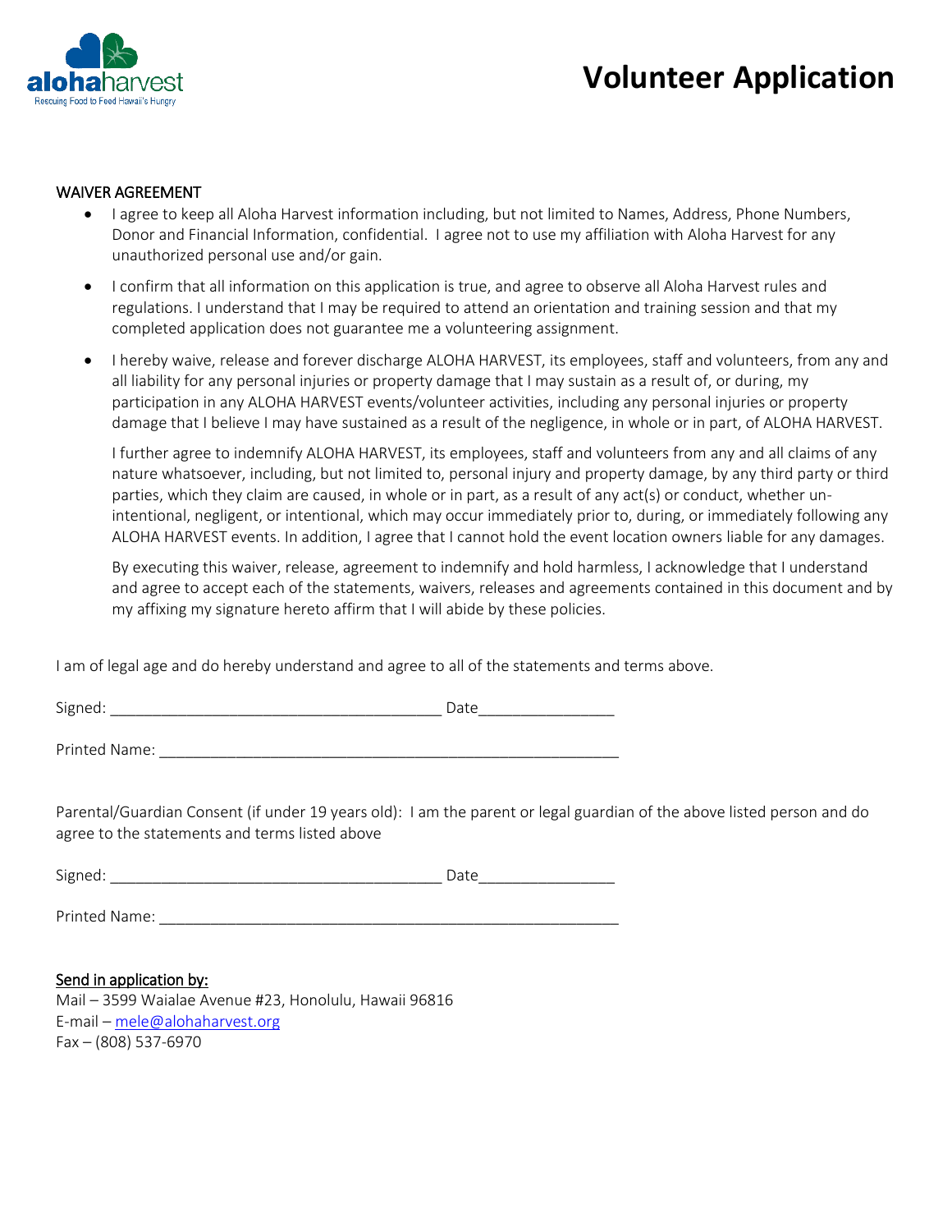# Volunteer Application

WAIVER AGREEMENT

- I agree to keep all Aloha Harvest information including, but not limited to Names, Address, Phone Numbers, Donor and Financial Information, confidential. I agree not to use my affiliation with Aloha Harvest for any unauthorized personal use and/or gain.
- I confirm that all information on this application is true, and agree to observe all Aloha Harvest rules and regulations. I understand that I may be required to attend an orientation and training session and that my completed application does not guarantee me a volunteering assignment.
- I hereby waive, release and forever discharge ALOHA HARVEST, its employees, staff and volunteers, from any and all liability for any personal injuries or property damage that I may sustain as a result of, or during, my participation in any ALOHA HARVEST events/volunteer activities, including any personal injuries or property damage that I believe I may have sustained as a result of the negligence, in whole or in part, of ALOHA HARVEST.

  I further agree to indemnify ALOHA HARVEST, its employees, staff and volunteers from any and all claims of any nature whatsoever, including, but not limited to, personal injury and property damage, by any third party or third parties, which they claim are caused, in whole or in part, as a result of any act(s) or conduct, whether un-intentional, negligent, or intentional, which may occur immediately prior to, during, or immediately following any ALOHA HARVEST events. In addition, I agree that I cannot hold the event location owners liable for any damages.

  By executing this waiver, release, agreement to indemnify and hold harmless, I acknowledge that I understand and agree to accept each of the statements, waivers, releases and agreements contained in this document and by my affixing my signature hereto affirm that I will abide by these policies.

I am of legal age and do hereby understand and agree to all of the statements and terms above.

Signed: ______________________________________ Date________________

Printed Name: ______________________________________________________

Parental/Guardian Consent (if under 19 years old): I am the parent or legal guardian of the above listed person and do agree to the statements and terms listed above

Signed: ______________________________________ Date________________

Printed Name: ______________________________________________________

Send in application by:
Mail – 3599 Waialae Avenue #23, Honolulu, Hawaii 96816
E-mail – mele@alohaharvest.org
Fax – (808) 537-6970